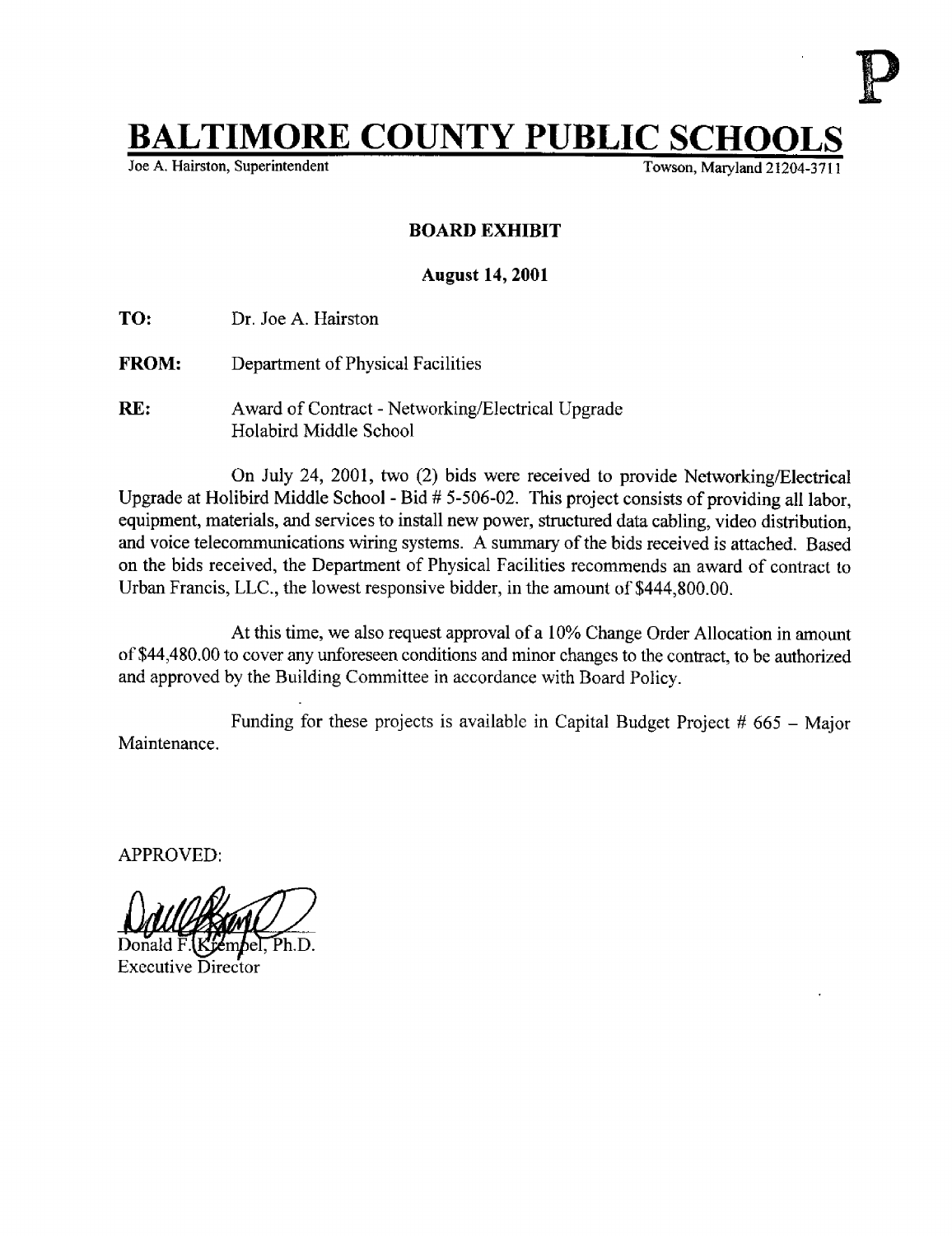P

# BALTIMORE COUNTY PUBLIC SCHOOLS

Joe A. Hairston, Superintendent

Towson, Maryland 21204-3711

**BOARD EXHIBIT**

**August 14, 2001**

**TO:** Dr. Joe A. Hairston

**FROM:** Department of Physical Facilities

**RE:** Award of Contract - Networking/Electrical Upgrade
Holabird Middle School

On July 24, 2001, two (2) bids were received to provide Networking/Electrical Upgrade at Holibird Middle School - Bid # 5-506-02. This project consists of providing all labor, equipment, materials, and services to install new power, structured data cabling, video distribution, and voice telecommunications wiring systems. A summary of the bids received is attached. Based on the bids received, the Department of Physical Facilities recommends an award of contract to Urban Francis, LLC., the lowest responsive bidder, in the amount of $444,800.00.

At this time, we also request approval of a 10% Change Order Allocation in amount of $44,480.00 to cover any unforeseen conditions and minor changes to the contract, to be authorized and approved by the Building Committee in accordance with Board Policy.

Funding for these projects is available in Capital Budget Project # 665 – Major Maintenance.

APPROVED:

Donald F. Krempel, Ph.D.
Executive Director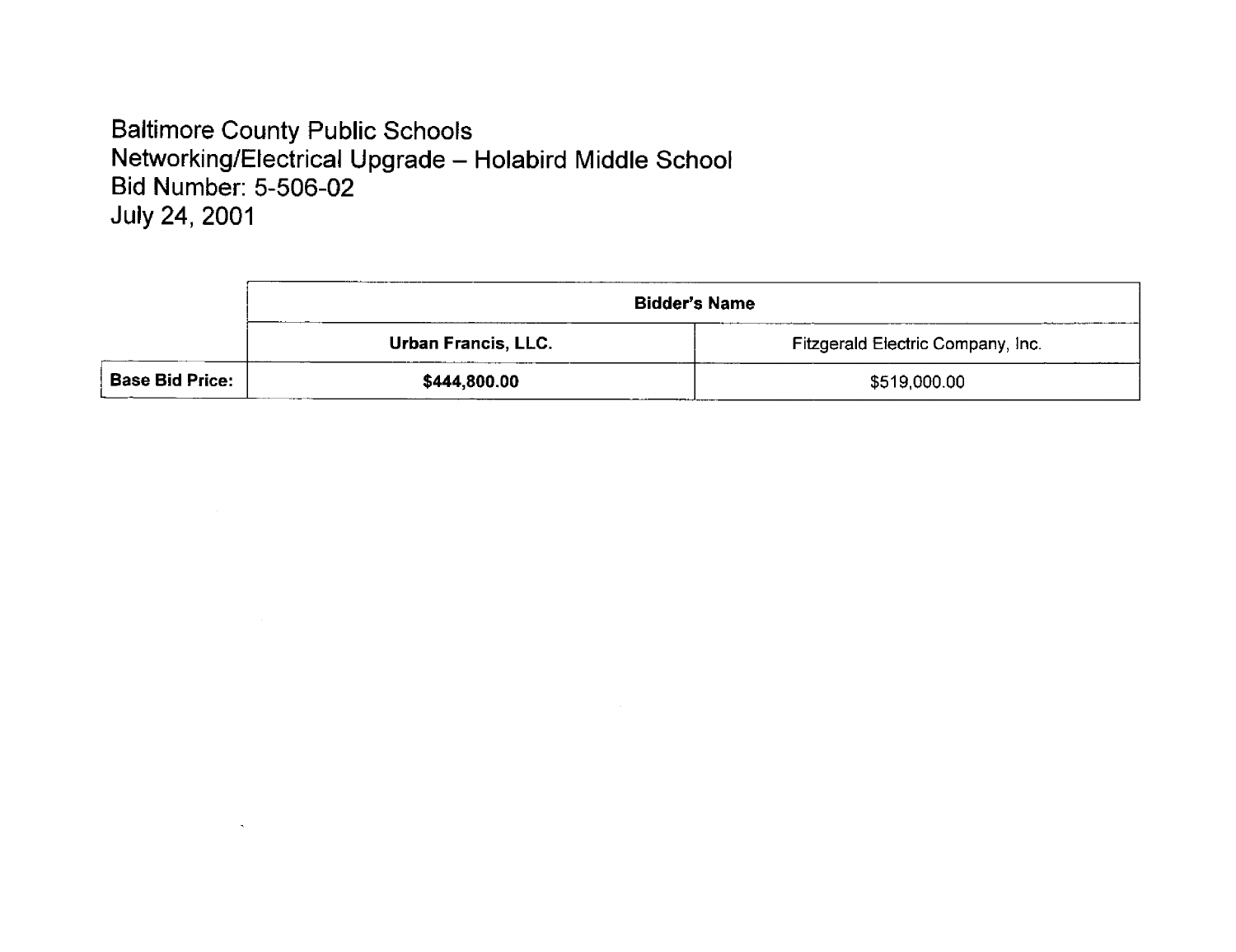Baltimore County Public Schools
Networking/Electrical Upgrade – Holabird Middle School
Bid Number: 5-506-02
July 24, 2001

| | **Bidder's Name** | |
|---|---|---|
| | **Urban Francis, LLC.** | Fitzgerald Electric Company, Inc. |
| **Base Bid Price:** | **$444,800.00** | $519,000.00 |